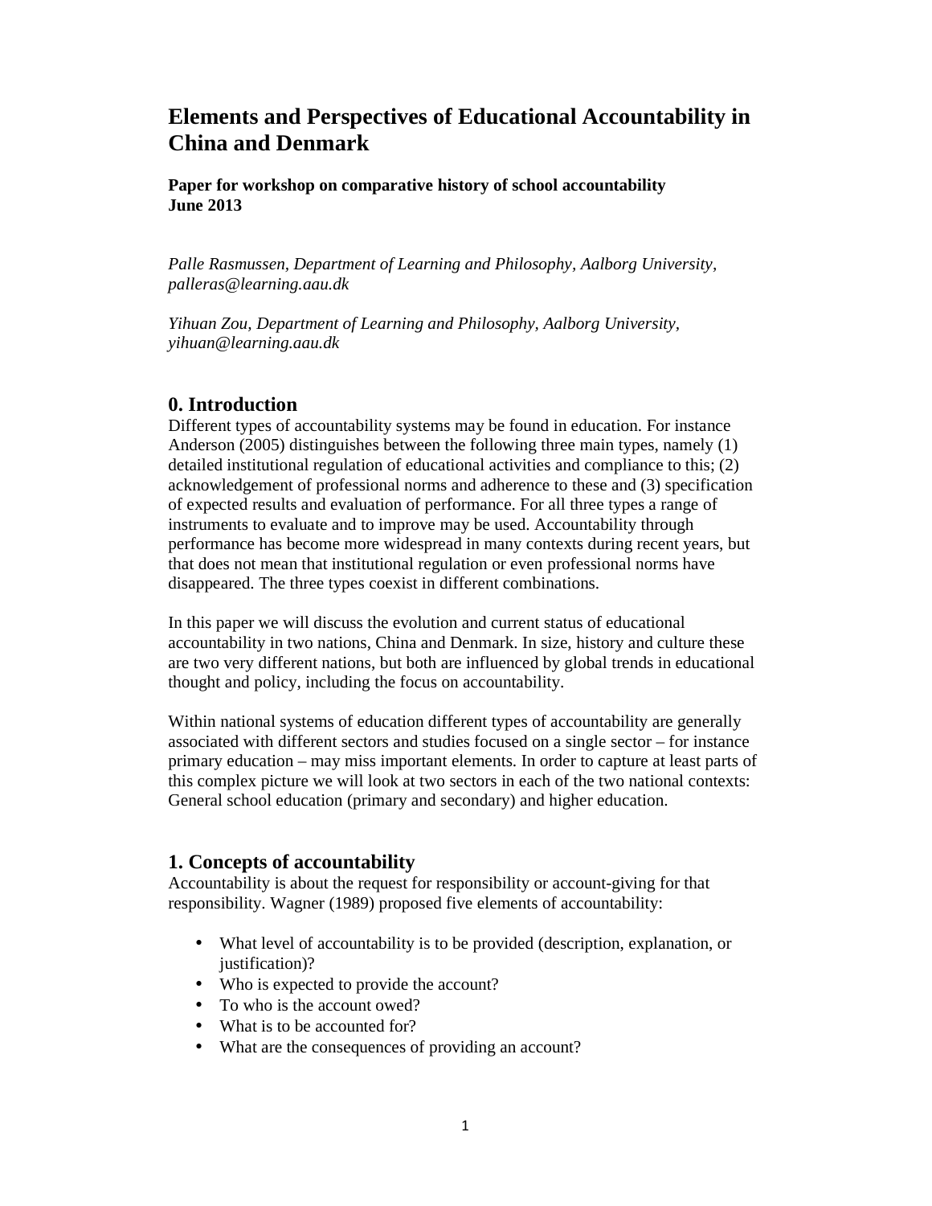# Elements and Perspectives of Educational Accountability in China and Denmark

**Paper for workshop on comparative history of school accountability**
**June 2013**

*Palle Rasmussen, Department of Learning and Philosophy, Aalborg University, palleras@learning.aau.dk*

*Yihuan Zou, Department of Learning and Philosophy, Aalborg University, yihuan@learning.aau.dk*

## 0. Introduction

Different types of accountability systems may be found in education. For instance Anderson (2005) distinguishes between the following three main types, namely (1) detailed institutional regulation of educational activities and compliance to this; (2) acknowledgement of professional norms and adherence to these and (3) specification of expected results and evaluation of performance. For all three types a range of instruments to evaluate and to improve may be used. Accountability through performance has become more widespread in many contexts during recent years, but that does not mean that institutional regulation or even professional norms have disappeared. The three types coexist in different combinations.

In this paper we will discuss the evolution and current status of educational accountability in two nations, China and Denmark. In size, history and culture these are two very different nations, but both are influenced by global trends in educational thought and policy, including the focus on accountability.

Within national systems of education different types of accountability are generally associated with different sectors and studies focused on a single sector – for instance primary education – may miss important elements. In order to capture at least parts of this complex picture we will look at two sectors in each of the two national contexts: General school education (primary and secondary) and higher education.

## 1. Concepts of accountability

Accountability is about the request for responsibility or account-giving for that responsibility. Wagner (1989) proposed five elements of accountability:

- What level of accountability is to be provided (description, explanation, or justification)?
- Who is expected to provide the account?
- To who is the account owed?
- What is to be accounted for?
- What are the consequences of providing an account?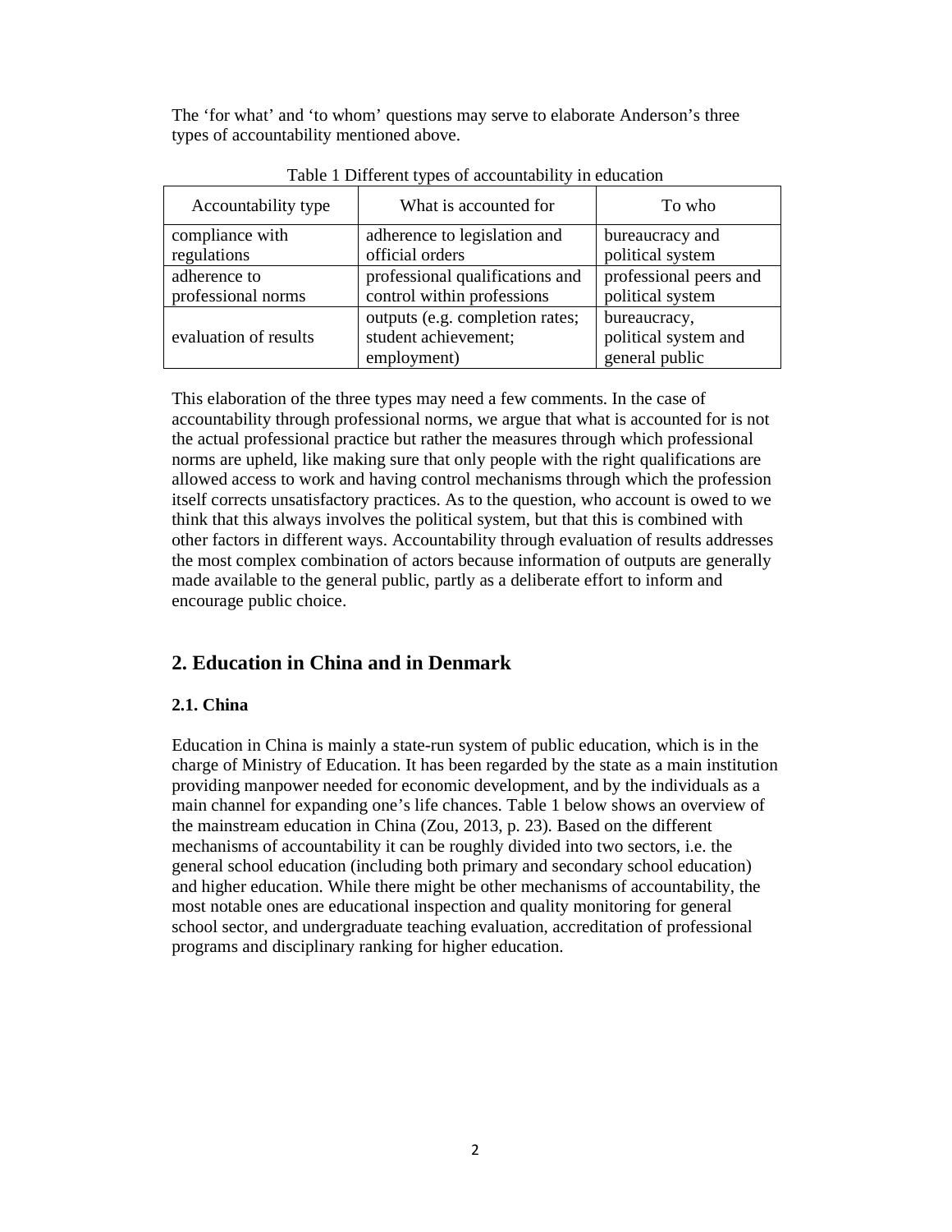The 'for what' and 'to whom' questions may serve to elaborate Anderson's three types of accountability mentioned above.

Table 1 Different types of accountability in education

| Accountability type | What is accounted for | To who |
| --- | --- | --- |
| compliance with regulations | adherence to legislation and official orders | bureaucracy and political system |
| adherence to professional norms | professional qualifications and control within professions | professional peers and political system |
| evaluation of results | outputs (e.g. completion rates; student achievement; employment) | bureaucracy, political system and general public |

This elaboration of the three types may need a few comments. In the case of accountability through professional norms, we argue that what is accounted for is not the actual professional practice but rather the measures through which professional norms are upheld, like making sure that only people with the right qualifications are allowed access to work and having control mechanisms through which the profession itself corrects unsatisfactory practices. As to the question, who account is owed to we think that this always involves the political system, but that this is combined with other factors in different ways. Accountability through evaluation of results addresses the most complex combination of actors because information of outputs are generally made available to the general public, partly as a deliberate effort to inform and encourage public choice.

## 2. Education in China and in Denmark

### 2.1. China

Education in China is mainly a state-run system of public education, which is in the charge of Ministry of Education. It has been regarded by the state as a main institution providing manpower needed for economic development, and by the individuals as a main channel for expanding one's life chances. Table 1 below shows an overview of the mainstream education in China (Zou, 2013, p. 23). Based on the different mechanisms of accountability it can be roughly divided into two sectors, i.e. the general school education (including both primary and secondary school education) and higher education. While there might be other mechanisms of accountability, the most notable ones are educational inspection and quality monitoring for general school sector, and undergraduate teaching evaluation, accreditation of professional programs and disciplinary ranking for higher education.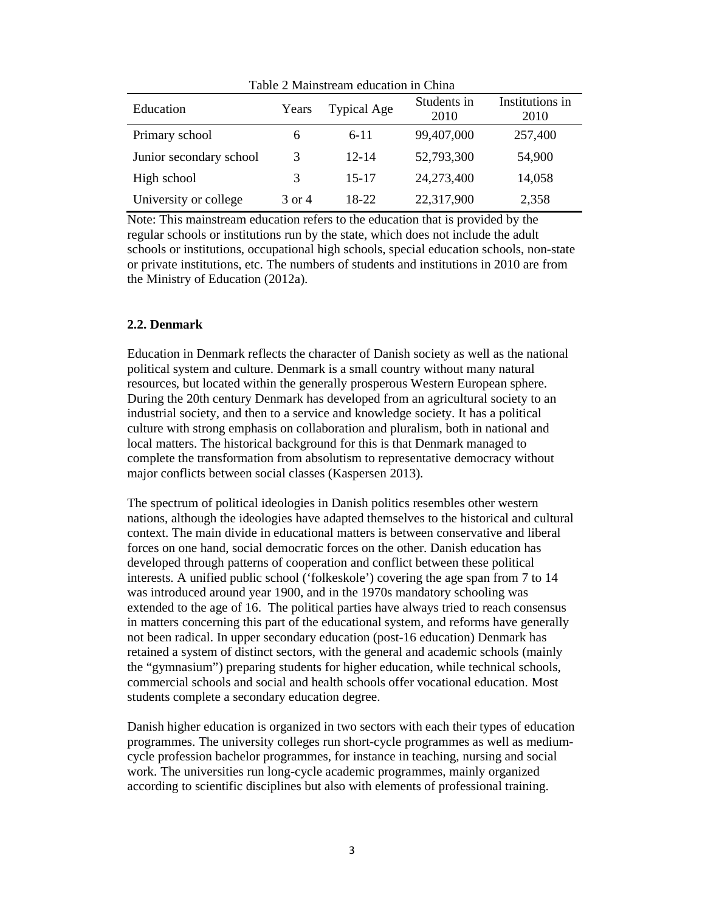Table 2 Mainstream education in China

| Education | Years | Typical Age | Students in 2010 | Institutions in 2010 |
|---|---|---|---|---|
| Primary school | 6 | 6-11 | 99,407,000 | 257,400 |
| Junior secondary school | 3 | 12-14 | 52,793,300 | 54,900 |
| High school | 3 | 15-17 | 24,273,400 | 14,058 |
| University or college | 3 or 4 | 18-22 | 22,317,900 | 2,358 |

Note: This mainstream education refers to the education that is provided by the regular schools or institutions run by the state, which does not include the adult schools or institutions, occupational high schools, special education schools, non-state or private institutions, etc. The numbers of students and institutions in 2010 are from the Ministry of Education (2012a).

### 2.2. Denmark

Education in Denmark reflects the character of Danish society as well as the national political system and culture. Denmark is a small country without many natural resources, but located within the generally prosperous Western European sphere. During the 20th century Denmark has developed from an agricultural society to an industrial society, and then to a service and knowledge society. It has a political culture with strong emphasis on collaboration and pluralism, both in national and local matters. The historical background for this is that Denmark managed to complete the transformation from absolutism to representative democracy without major conflicts between social classes (Kaspersen 2013).

The spectrum of political ideologies in Danish politics resembles other western nations, although the ideologies have adapted themselves to the historical and cultural context. The main divide in educational matters is between conservative and liberal forces on one hand, social democratic forces on the other. Danish education has developed through patterns of cooperation and conflict between these political interests. A unified public school ('folkeskole') covering the age span from 7 to 14 was introduced around year 1900, and in the 1970s mandatory schooling was extended to the age of 16. The political parties have always tried to reach consensus in matters concerning this part of the educational system, and reforms have generally not been radical. In upper secondary education (post-16 education) Denmark has retained a system of distinct sectors, with the general and academic schools (mainly the "gymnasium") preparing students for higher education, while technical schools, commercial schools and social and health schools offer vocational education. Most students complete a secondary education degree.

Danish higher education is organized in two sectors with each their types of education programmes. The university colleges run short-cycle programmes as well as medium-cycle profession bachelor programmes, for instance in teaching, nursing and social work. The universities run long-cycle academic programmes, mainly organized according to scientific disciplines but also with elements of professional training.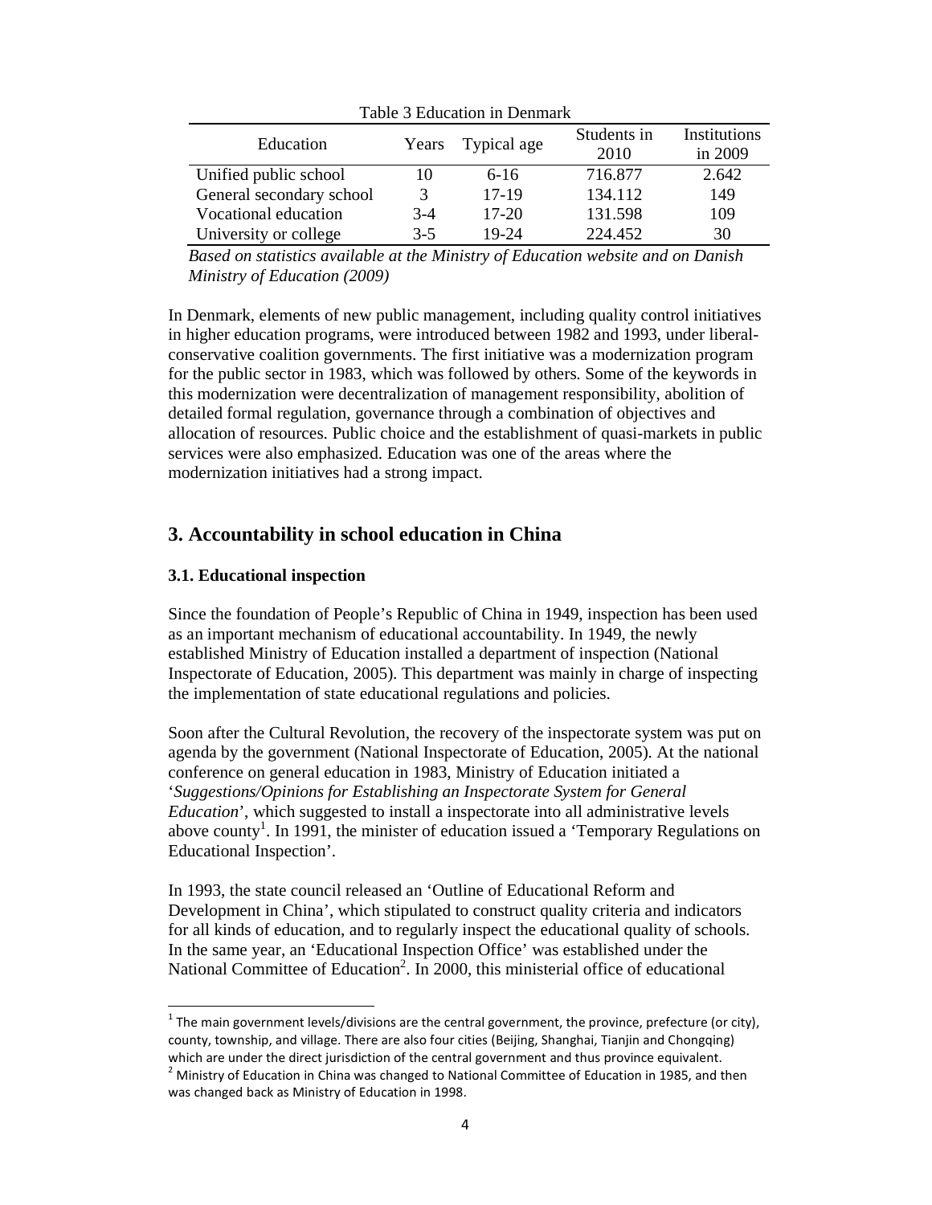Table 3 Education in Denmark

| Education | Years | Typical age | Students in 2010 | Institutions in 2009 |
| --- | --- | --- | --- | --- |
| Unified public school | 10 | 6-16 | 716.877 | 2.642 |
| General secondary school | 3 | 17-19 | 134.112 | 149 |
| Vocational education | 3-4 | 17-20 | 131.598 | 109 |
| University or college | 3-5 | 19-24 | 224.452 | 30 |

*Based on statistics available at the Ministry of Education website and on Danish Ministry of Education (2009)*

In Denmark, elements of new public management, including quality control initiatives in higher education programs, were introduced between 1982 and 1993, under liberal-conservative coalition governments. The first initiative was a modernization program for the public sector in 1983, which was followed by others. Some of the keywords in this modernization were decentralization of management responsibility, abolition of detailed formal regulation, governance through a combination of objectives and allocation of resources. Public choice and the establishment of quasi-markets in public services were also emphasized. Education was one of the areas where the modernization initiatives had a strong impact.

## 3. Accountability in school education in China

### 3.1. Educational inspection

Since the foundation of People's Republic of China in 1949, inspection has been used as an important mechanism of educational accountability. In 1949, the newly established Ministry of Education installed a department of inspection (National Inspectorate of Education, 2005). This department was mainly in charge of inspecting the implementation of state educational regulations and policies.

Soon after the Cultural Revolution, the recovery of the inspectorate system was put on agenda by the government (National Inspectorate of Education, 2005). At the national conference on general education in 1983, Ministry of Education initiated a '*Suggestions/Opinions for Establishing an Inspectorate System for General Education*', which suggested to install a inspectorate into all administrative levels above county[1]. In 1991, the minister of education issued a 'Temporary Regulations on Educational Inspection'.

In 1993, the state council released an 'Outline of Educational Reform and Development in China', which stipulated to construct quality criteria and indicators for all kinds of education, and to regularly inspect the educational quality of schools. In the same year, an 'Educational Inspection Office' was established under the National Committee of Education[2]. In 2000, this ministerial office of educational

[1] The main government levels/divisions are the central government, the province, prefecture (or city), county, township, and village. There are also four cities (Beijing, Shanghai, Tianjin and Chongqing) which are under the direct jurisdiction of the central government and thus province equivalent.

[2] Ministry of Education in China was changed to National Committee of Education in 1985, and then was changed back as Ministry of Education in 1998.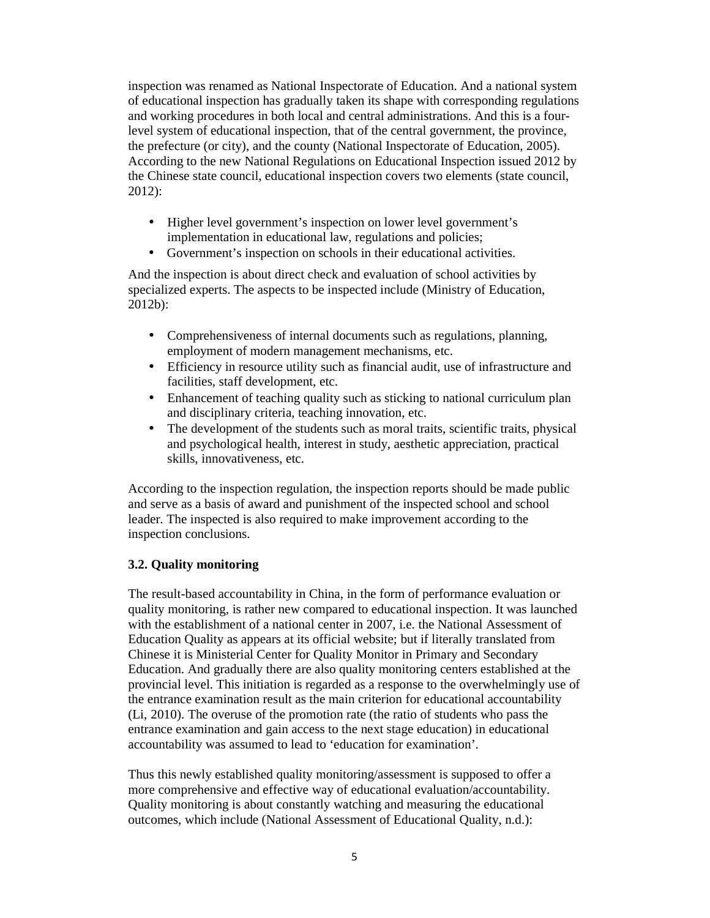inspection was renamed as National Inspectorate of Education. And a national system of educational inspection has gradually taken its shape with corresponding regulations and working procedures in both local and central administrations. And this is a four-level system of educational inspection, that of the central government, the province, the prefecture (or city), and the county (National Inspectorate of Education, 2005). According to the new National Regulations on Educational Inspection issued 2012 by the Chinese state council, educational inspection covers two elements (state council, 2012):

- Higher level government's inspection on lower level government's implementation in educational law, regulations and policies;
- Government's inspection on schools in their educational activities.

And the inspection is about direct check and evaluation of school activities by specialized experts. The aspects to be inspected include (Ministry of Education, 2012b):

- Comprehensiveness of internal documents such as regulations, planning, employment of modern management mechanisms, etc.
- Efficiency in resource utility such as financial audit, use of infrastructure and facilities, staff development, etc.
- Enhancement of teaching quality such as sticking to national curriculum plan and disciplinary criteria, teaching innovation, etc.
- The development of the students such as moral traits, scientific traits, physical and psychological health, interest in study, aesthetic appreciation, practical skills, innovativeness, etc.

According to the inspection regulation, the inspection reports should be made public and serve as a basis of award and punishment of the inspected school and school leader. The inspected is also required to make improvement according to the inspection conclusions.

### 3.2. Quality monitoring

The result-based accountability in China, in the form of performance evaluation or quality monitoring, is rather new compared to educational inspection. It was launched with the establishment of a national center in 2007, i.e. the National Assessment of Education Quality as appears at its official website; but if literally translated from Chinese it is Ministerial Center for Quality Monitor in Primary and Secondary Education. And gradually there are also quality monitoring centers established at the provincial level. This initiation is regarded as a response to the overwhelmingly use of the entrance examination result as the main criterion for educational accountability (Li, 2010). The overuse of the promotion rate (the ratio of students who pass the entrance examination and gain access to the next stage education) in educational accountability was assumed to lead to 'education for examination'.

Thus this newly established quality monitoring/assessment is supposed to offer a more comprehensive and effective way of educational evaluation/accountability. Quality monitoring is about constantly watching and measuring the educational outcomes, which include (National Assessment of Educational Quality, n.d.):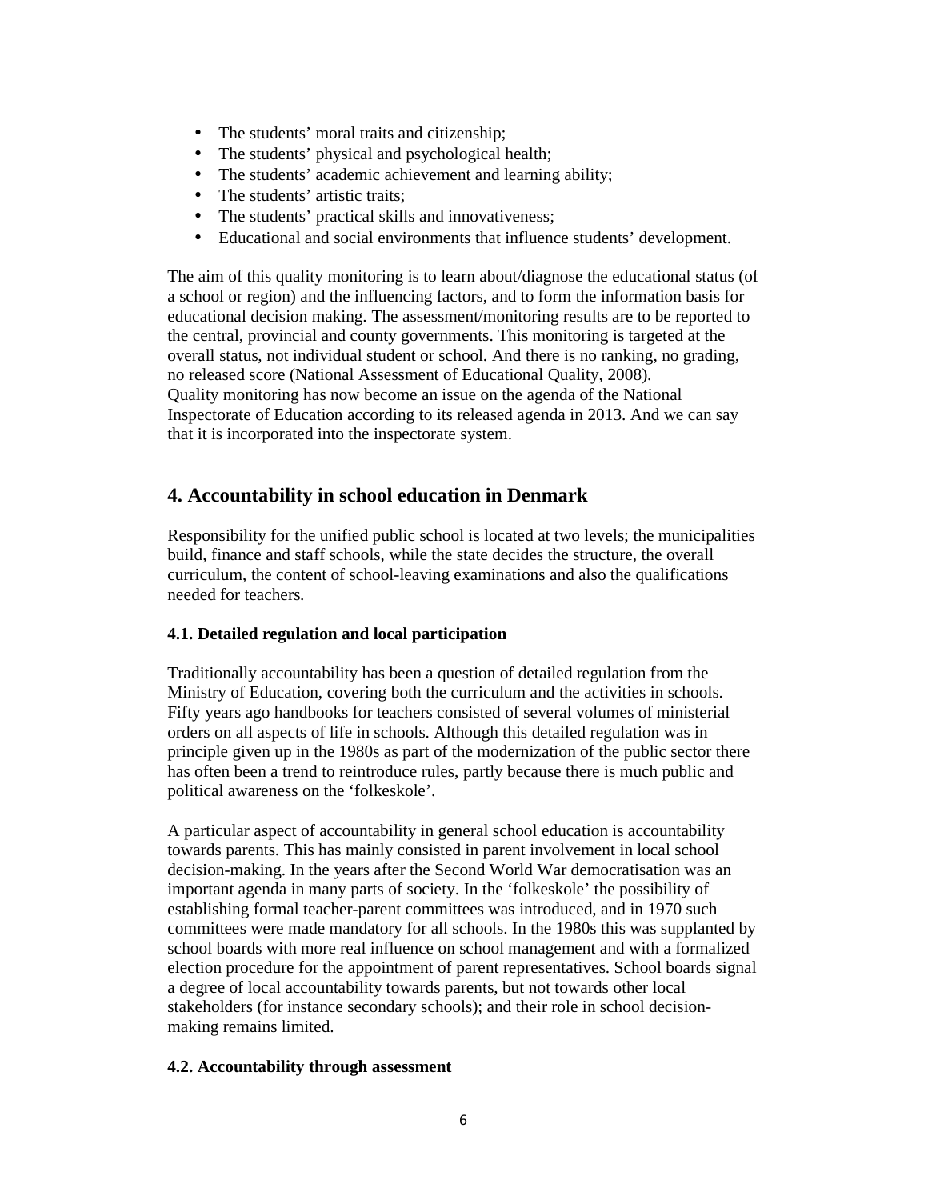- The students' moral traits and citizenship;
- The students' physical and psychological health;
- The students' academic achievement and learning ability;
- The students' artistic traits;
- The students' practical skills and innovativeness;
- Educational and social environments that influence students' development.

The aim of this quality monitoring is to learn about/diagnose the educational status (of a school or region) and the influencing factors, and to form the information basis for educational decision making. The assessment/monitoring results are to be reported to the central, provincial and county governments. This monitoring is targeted at the overall status, not individual student or school. And there is no ranking, no grading, no released score (National Assessment of Educational Quality, 2008).
Quality monitoring has now become an issue on the agenda of the National Inspectorate of Education according to its released agenda in 2013. And we can say that it is incorporated into the inspectorate system.

## 4. Accountability in school education in Denmark

Responsibility for the unified public school is located at two levels; the municipalities build, finance and staff schools, while the state decides the structure, the overall curriculum, the content of school-leaving examinations and also the qualifications needed for teachers.

### 4.1. Detailed regulation and local participation

Traditionally accountability has been a question of detailed regulation from the Ministry of Education, covering both the curriculum and the activities in schools. Fifty years ago handbooks for teachers consisted of several volumes of ministerial orders on all aspects of life in schools. Although this detailed regulation was in principle given up in the 1980s as part of the modernization of the public sector there has often been a trend to reintroduce rules, partly because there is much public and political awareness on the 'folkeskole'.

A particular aspect of accountability in general school education is accountability towards parents. This has mainly consisted in parent involvement in local school decision-making. In the years after the Second World War democratisation was an important agenda in many parts of society. In the 'folkeskole' the possibility of establishing formal teacher-parent committees was introduced, and in 1970 such committees were made mandatory for all schools. In the 1980s this was supplanted by school boards with more real influence on school management and with a formalized election procedure for the appointment of parent representatives. School boards signal a degree of local accountability towards parents, but not towards other local stakeholders (for instance secondary schools); and their role in school decision-making remains limited.

### 4.2. Accountability through assessment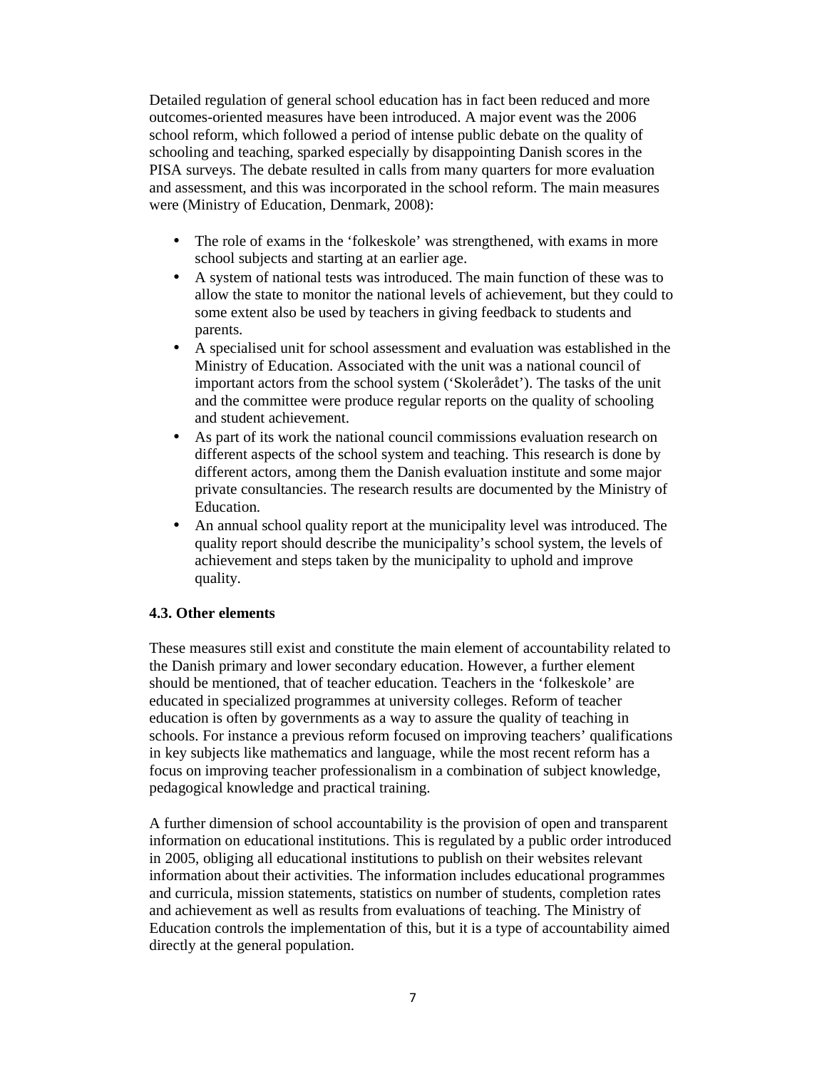Detailed regulation of general school education has in fact been reduced and more outcomes-oriented measures have been introduced. A major event was the 2006 school reform, which followed a period of intense public debate on the quality of schooling and teaching, sparked especially by disappointing Danish scores in the PISA surveys. The debate resulted in calls from many quarters for more evaluation and assessment, and this was incorporated in the school reform. The main measures were (Ministry of Education, Denmark, 2008):

- The role of exams in the 'folkeskole' was strengthened, with exams in more school subjects and starting at an earlier age.
- A system of national tests was introduced. The main function of these was to allow the state to monitor the national levels of achievement, but they could to some extent also be used by teachers in giving feedback to students and parents.
- A specialised unit for school assessment and evaluation was established in the Ministry of Education. Associated with the unit was a national council of important actors from the school system ('Skolerådet'). The tasks of the unit and the committee were produce regular reports on the quality of schooling and student achievement.
- As part of its work the national council commissions evaluation research on different aspects of the school system and teaching. This research is done by different actors, among them the Danish evaluation institute and some major private consultancies. The research results are documented by the Ministry of Education.
- An annual school quality report at the municipality level was introduced. The quality report should describe the municipality's school system, the levels of achievement and steps taken by the municipality to uphold and improve quality.

### 4.3. Other elements

These measures still exist and constitute the main element of accountability related to the Danish primary and lower secondary education. However, a further element should be mentioned, that of teacher education. Teachers in the 'folkeskole' are educated in specialized programmes at university colleges. Reform of teacher education is often by governments as a way to assure the quality of teaching in schools. For instance a previous reform focused on improving teachers' qualifications in key subjects like mathematics and language, while the most recent reform has a focus on improving teacher professionalism in a combination of subject knowledge, pedagogical knowledge and practical training.

A further dimension of school accountability is the provision of open and transparent information on educational institutions. This is regulated by a public order introduced in 2005, obliging all educational institutions to publish on their websites relevant information about their activities. The information includes educational programmes and curricula, mission statements, statistics on number of students, completion rates and achievement as well as results from evaluations of teaching. The Ministry of Education controls the implementation of this, but it is a type of accountability aimed directly at the general population.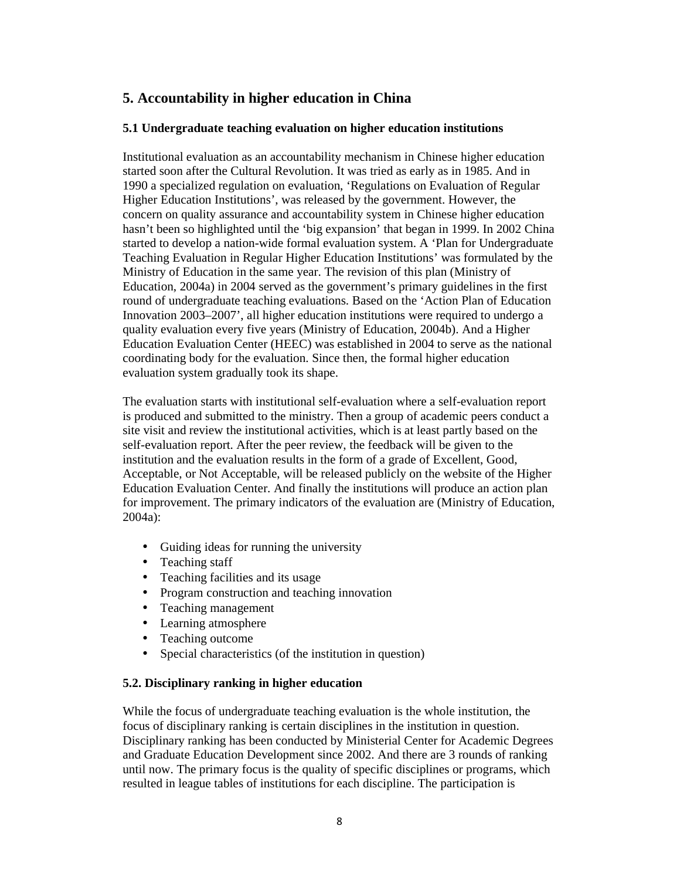## 5. Accountability in higher education in China

### 5.1 Undergraduate teaching evaluation on higher education institutions

Institutional evaluation as an accountability mechanism in Chinese higher education started soon after the Cultural Revolution. It was tried as early as in 1985. And in 1990 a specialized regulation on evaluation, 'Regulations on Evaluation of Regular Higher Education Institutions', was released by the government. However, the concern on quality assurance and accountability system in Chinese higher education hasn't been so highlighted until the 'big expansion' that began in 1999. In 2002 China started to develop a nation-wide formal evaluation system. A 'Plan for Undergraduate Teaching Evaluation in Regular Higher Education Institutions' was formulated by the Ministry of Education in the same year. The revision of this plan (Ministry of Education, 2004a) in 2004 served as the government's primary guidelines in the first round of undergraduate teaching evaluations. Based on the 'Action Plan of Education Innovation 2003–2007', all higher education institutions were required to undergo a quality evaluation every five years (Ministry of Education, 2004b). And a Higher Education Evaluation Center (HEEC) was established in 2004 to serve as the national coordinating body for the evaluation. Since then, the formal higher education evaluation system gradually took its shape.

The evaluation starts with institutional self-evaluation where a self-evaluation report is produced and submitted to the ministry. Then a group of academic peers conduct a site visit and review the institutional activities, which is at least partly based on the self-evaluation report. After the peer review, the feedback will be given to the institution and the evaluation results in the form of a grade of Excellent, Good, Acceptable, or Not Acceptable, will be released publicly on the website of the Higher Education Evaluation Center. And finally the institutions will produce an action plan for improvement. The primary indicators of the evaluation are (Ministry of Education, 2004a):

- Guiding ideas for running the university
- Teaching staff
- Teaching facilities and its usage
- Program construction and teaching innovation
- Teaching management
- Learning atmosphere
- Teaching outcome
- Special characteristics (of the institution in question)

### 5.2. Disciplinary ranking in higher education

While the focus of undergraduate teaching evaluation is the whole institution, the focus of disciplinary ranking is certain disciplines in the institution in question. Disciplinary ranking has been conducted by Ministerial Center for Academic Degrees and Graduate Education Development since 2002. And there are 3 rounds of ranking until now. The primary focus is the quality of specific disciplines or programs, which resulted in league tables of institutions for each discipline. The participation is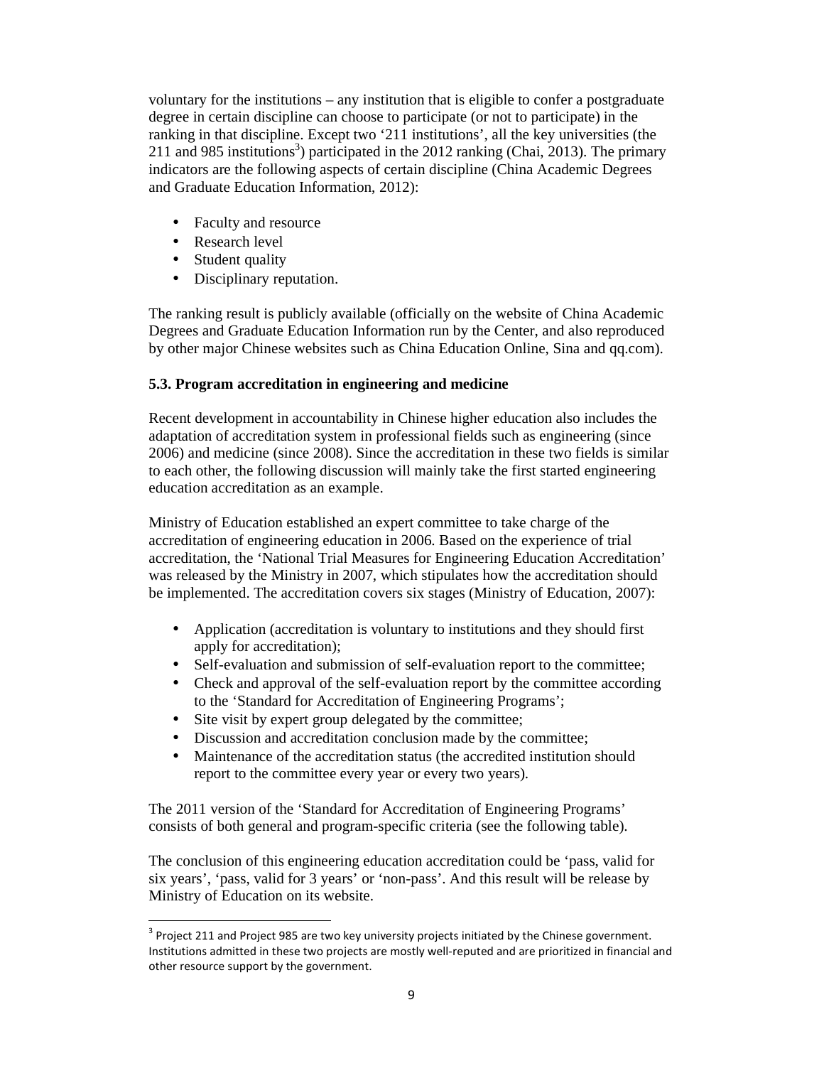voluntary for the institutions – any institution that is eligible to confer a postgraduate degree in certain discipline can choose to participate (or not to participate) in the ranking in that discipline. Except two '211 institutions', all the key universities (the 211 and 985 institutions[3]) participated in the 2012 ranking (Chai, 2013). The primary indicators are the following aspects of certain discipline (China Academic Degrees and Graduate Education Information, 2012):

- Faculty and resource
- Research level
- Student quality
- Disciplinary reputation.

The ranking result is publicly available (officially on the website of China Academic Degrees and Graduate Education Information run by the Center, and also reproduced by other major Chinese websites such as China Education Online, Sina and qq.com).

### 5.3. Program accreditation in engineering and medicine

Recent development in accountability in Chinese higher education also includes the adaptation of accreditation system in professional fields such as engineering (since 2006) and medicine (since 2008). Since the accreditation in these two fields is similar to each other, the following discussion will mainly take the first started engineering education accreditation as an example.

Ministry of Education established an expert committee to take charge of the accreditation of engineering education in 2006. Based on the experience of trial accreditation, the 'National Trial Measures for Engineering Education Accreditation' was released by the Ministry in 2007, which stipulates how the accreditation should be implemented. The accreditation covers six stages (Ministry of Education, 2007):

- Application (accreditation is voluntary to institutions and they should first apply for accreditation);
- Self-evaluation and submission of self-evaluation report to the committee;
- Check and approval of the self-evaluation report by the committee according to the 'Standard for Accreditation of Engineering Programs';
- Site visit by expert group delegated by the committee;
- Discussion and accreditation conclusion made by the committee;
- Maintenance of the accreditation status (the accredited institution should report to the committee every year or every two years).

The 2011 version of the 'Standard for Accreditation of Engineering Programs' consists of both general and program-specific criteria (see the following table).

The conclusion of this engineering education accreditation could be 'pass, valid for six years', 'pass, valid for 3 years' or 'non-pass'. And this result will be release by Ministry of Education on its website.

---

[3] Project 211 and Project 985 are two key university projects initiated by the Chinese government. Institutions admitted in these two projects are mostly well-reputed and are prioritized in financial and other resource support by the government.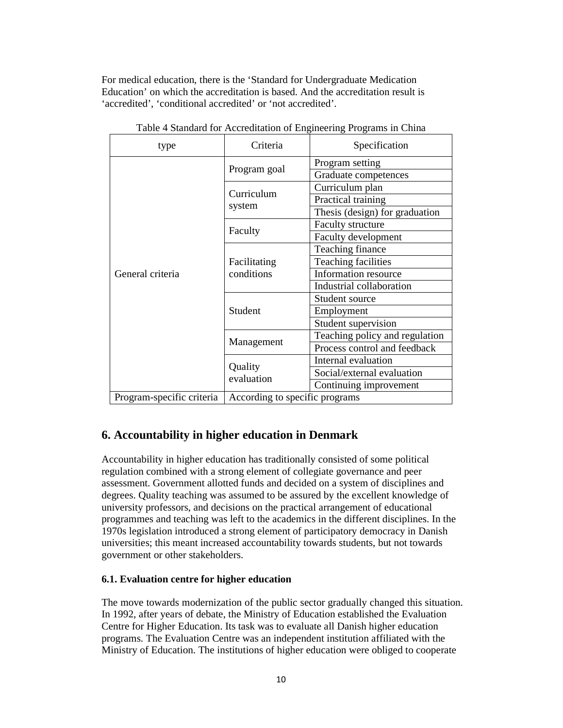For medical education, there is the 'Standard for Undergraduate Medication Education' on which the accreditation is based. And the accreditation result is 'accredited', 'conditional accredited' or 'not accredited'.

Table 4 Standard for Accreditation of Engineering Programs in China

| type | Criteria | Specification |
|---|---|---|
| General criteria | Program goal | Program setting |
| | | Graduate competences |
| | Curriculum system | Curriculum plan |
| | | Practical training |
| | | Thesis (design) for graduation |
| | Faculty | Faculty structure |
| | | Faculty development |
| | Facilitating conditions | Teaching finance |
| | | Teaching facilities |
| | | Information resource |
| | | Industrial collaboration |
| | Student | Student source |
| | | Employment |
| | | Student supervision |
| | Management | Teaching policy and regulation |
| | | Process control and feedback |
| | Quality evaluation | Internal evaluation |
| | | Social/external evaluation |
| | | Continuing improvement |
| Program-specific criteria | According to specific programs | |

## 6. Accountability in higher education in Denmark

Accountability in higher education has traditionally consisted of some political regulation combined with a strong element of collegiate governance and peer assessment. Government allotted funds and decided on a system of disciplines and degrees. Quality teaching was assumed to be assured by the excellent knowledge of university professors, and decisions on the practical arrangement of educational programmes and teaching was left to the academics in the different disciplines. In the 1970s legislation introduced a strong element of participatory democracy in Danish universities; this meant increased accountability towards students, but not towards government or other stakeholders.

### 6.1. Evaluation centre for higher education

The move towards modernization of the public sector gradually changed this situation. In 1992, after years of debate, the Ministry of Education established the Evaluation Centre for Higher Education. Its task was to evaluate all Danish higher education programs. The Evaluation Centre was an independent institution affiliated with the Ministry of Education. The institutions of higher education were obliged to cooperate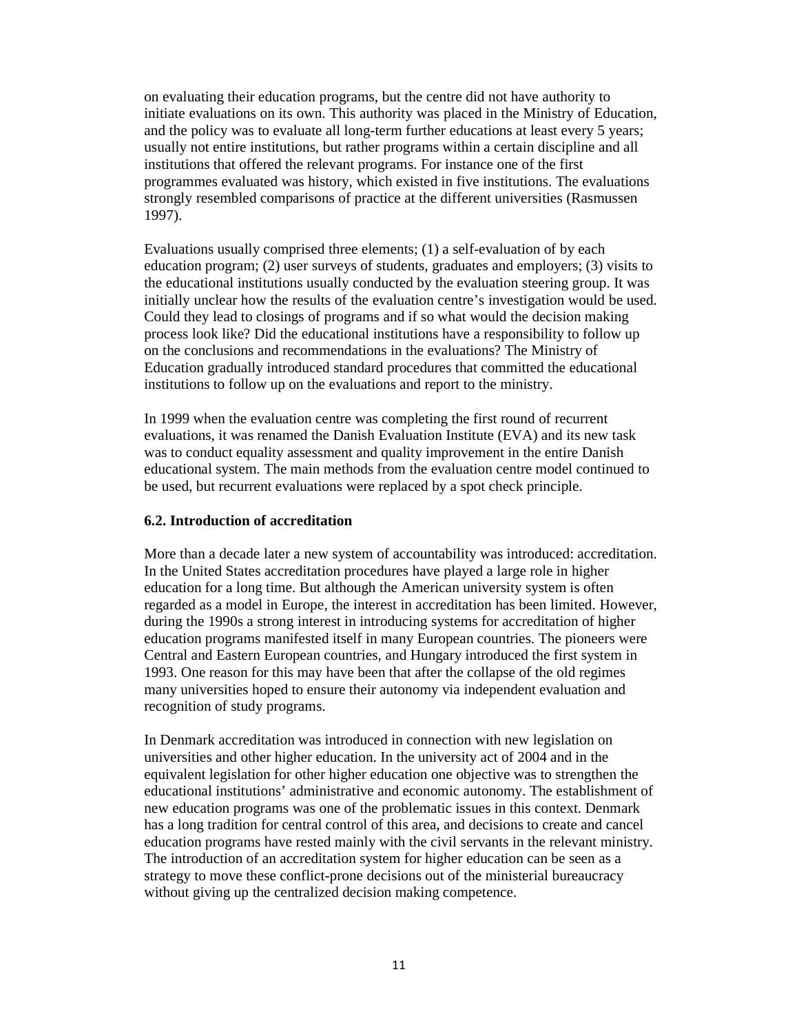on evaluating their education programs, but the centre did not have authority to initiate evaluations on its own. This authority was placed in the Ministry of Education, and the policy was to evaluate all long-term further educations at least every 5 years; usually not entire institutions, but rather programs within a certain discipline and all institutions that offered the relevant programs. For instance one of the first programmes evaluated was history, which existed in five institutions. The evaluations strongly resembled comparisons of practice at the different universities (Rasmussen 1997).

Evaluations usually comprised three elements; (1) a self-evaluation of by each education program; (2) user surveys of students, graduates and employers; (3) visits to the educational institutions usually conducted by the evaluation steering group. It was initially unclear how the results of the evaluation centre's investigation would be used. Could they lead to closings of programs and if so what would the decision making process look like? Did the educational institutions have a responsibility to follow up on the conclusions and recommendations in the evaluations? The Ministry of Education gradually introduced standard procedures that committed the educational institutions to follow up on the evaluations and report to the ministry.

In 1999 when the evaluation centre was completing the first round of recurrent evaluations, it was renamed the Danish Evaluation Institute (EVA) and its new task was to conduct equality assessment and quality improvement in the entire Danish educational system. The main methods from the evaluation centre model continued to be used, but recurrent evaluations were replaced by a spot check principle.

### 6.2. Introduction of accreditation

More than a decade later a new system of accountability was introduced: accreditation. In the United States accreditation procedures have played a large role in higher education for a long time. But although the American university system is often regarded as a model in Europe, the interest in accreditation has been limited. However, during the 1990s a strong interest in introducing systems for accreditation of higher education programs manifested itself in many European countries. The pioneers were Central and Eastern European countries, and Hungary introduced the first system in 1993. One reason for this may have been that after the collapse of the old regimes many universities hoped to ensure their autonomy via independent evaluation and recognition of study programs.

In Denmark accreditation was introduced in connection with new legislation on universities and other higher education. In the university act of 2004 and in the equivalent legislation for other higher education one objective was to strengthen the educational institutions' administrative and economic autonomy. The establishment of new education programs was one of the problematic issues in this context. Denmark has a long tradition for central control of this area, and decisions to create and cancel education programs have rested mainly with the civil servants in the relevant ministry. The introduction of an accreditation system for higher education can be seen as a strategy to move these conflict-prone decisions out of the ministerial bureaucracy without giving up the centralized decision making competence.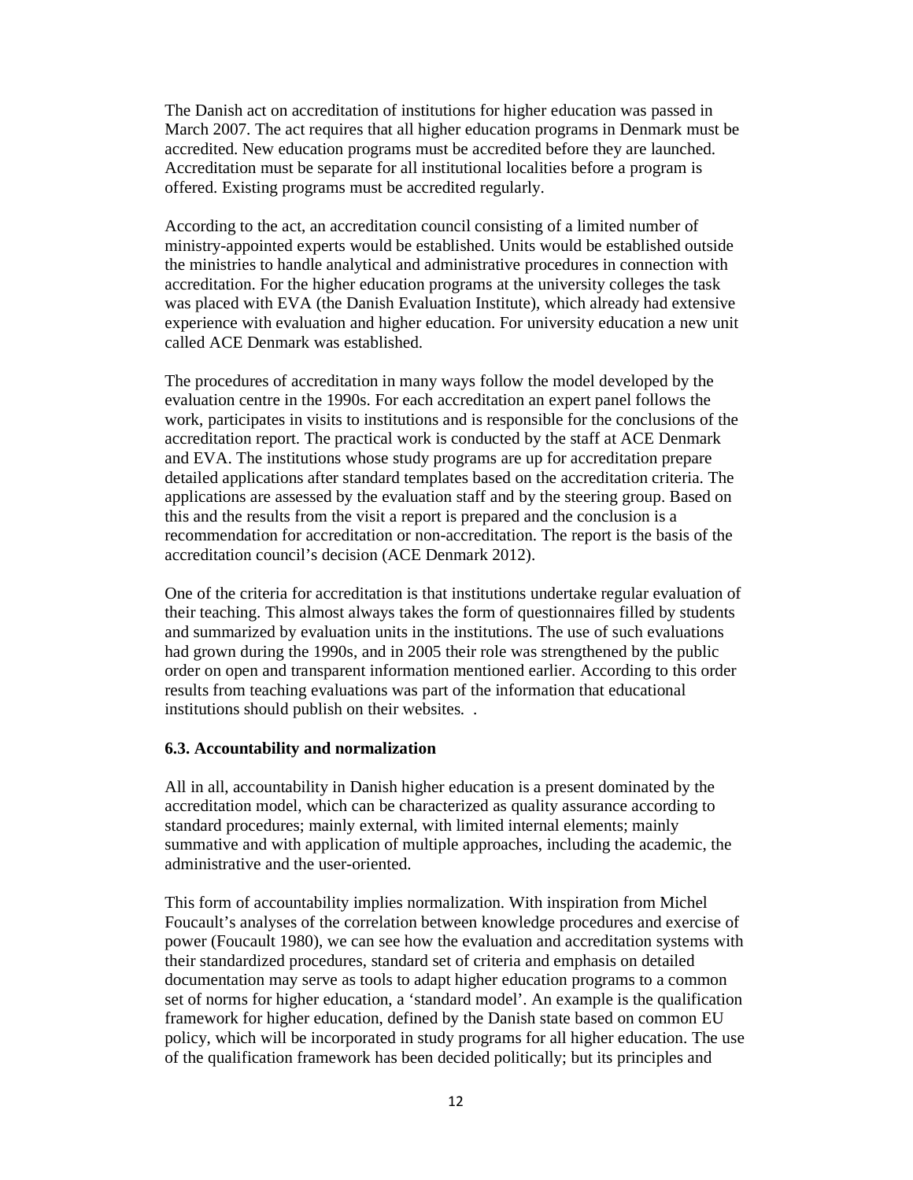The Danish act on accreditation of institutions for higher education was passed in March 2007. The act requires that all higher education programs in Denmark must be accredited. New education programs must be accredited before they are launched. Accreditation must be separate for all institutional localities before a program is offered. Existing programs must be accredited regularly.

According to the act, an accreditation council consisting of a limited number of ministry-appointed experts would be established. Units would be established outside the ministries to handle analytical and administrative procedures in connection with accreditation. For the higher education programs at the university colleges the task was placed with EVA (the Danish Evaluation Institute), which already had extensive experience with evaluation and higher education. For university education a new unit called ACE Denmark was established.

The procedures of accreditation in many ways follow the model developed by the evaluation centre in the 1990s. For each accreditation an expert panel follows the work, participates in visits to institutions and is responsible for the conclusions of the accreditation report. The practical work is conducted by the staff at ACE Denmark and EVA. The institutions whose study programs are up for accreditation prepare detailed applications after standard templates based on the accreditation criteria. The applications are assessed by the evaluation staff and by the steering group. Based on this and the results from the visit a report is prepared and the conclusion is a recommendation for accreditation or non-accreditation. The report is the basis of the accreditation council's decision (ACE Denmark 2012).

One of the criteria for accreditation is that institutions undertake regular evaluation of their teaching. This almost always takes the form of questionnaires filled by students and summarized by evaluation units in the institutions. The use of such evaluations had grown during the 1990s, and in 2005 their role was strengthened by the public order on open and transparent information mentioned earlier. According to this order results from teaching evaluations was part of the information that educational institutions should publish on their websites. .

### 6.3. Accountability and normalization

All in all, accountability in Danish higher education is a present dominated by the accreditation model, which can be characterized as quality assurance according to standard procedures; mainly external, with limited internal elements; mainly summative and with application of multiple approaches, including the academic, the administrative and the user-oriented.

This form of accountability implies normalization. With inspiration from Michel Foucault's analyses of the correlation between knowledge procedures and exercise of power (Foucault 1980), we can see how the evaluation and accreditation systems with their standardized procedures, standard set of criteria and emphasis on detailed documentation may serve as tools to adapt higher education programs to a common set of norms for higher education, a 'standard model'. An example is the qualification framework for higher education, defined by the Danish state based on common EU policy, which will be incorporated in study programs for all higher education. The use of the qualification framework has been decided politically; but its principles and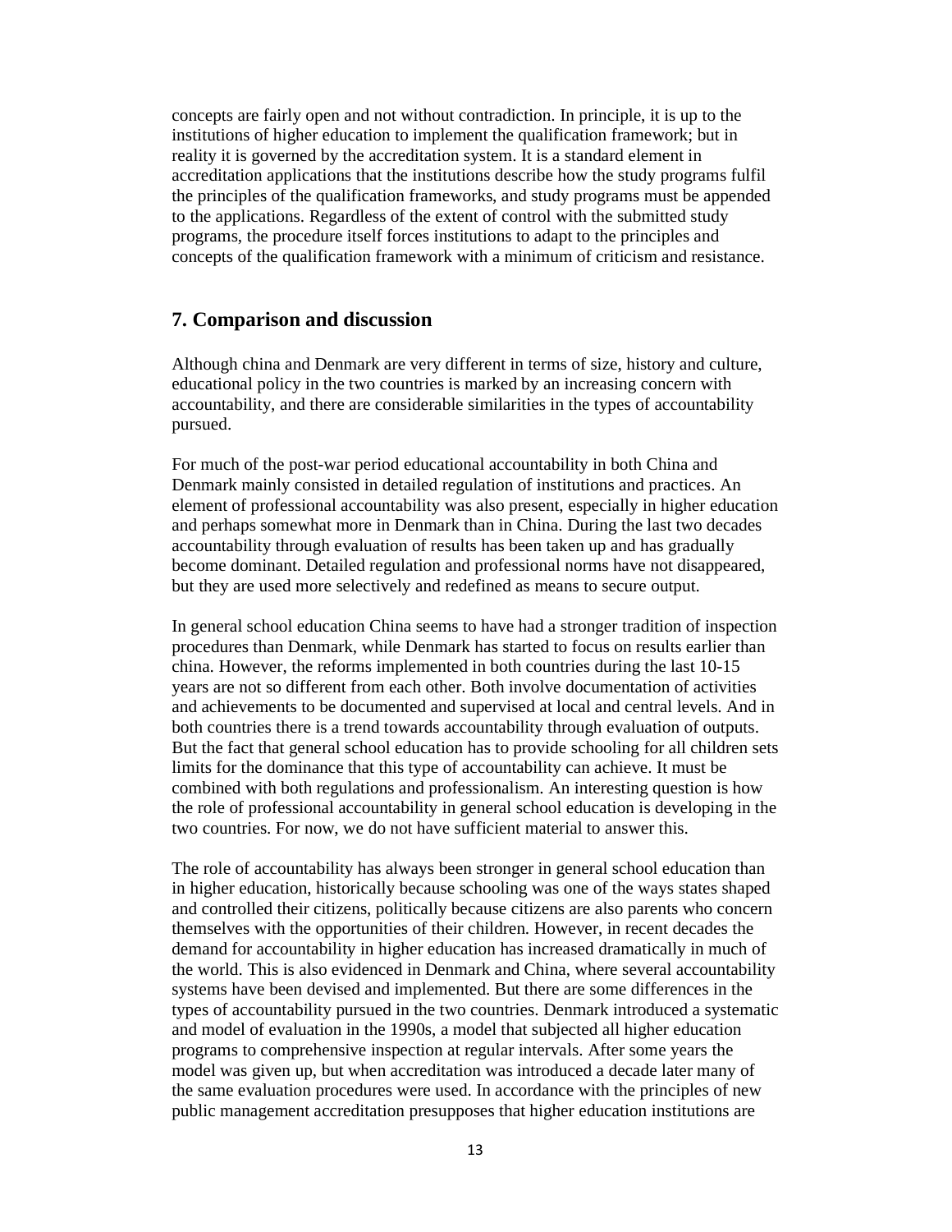concepts are fairly open and not without contradiction. In principle, it is up to the institutions of higher education to implement the qualification framework; but in reality it is governed by the accreditation system. It is a standard element in accreditation applications that the institutions describe how the study programs fulfil the principles of the qualification frameworks, and study programs must be appended to the applications. Regardless of the extent of control with the submitted study programs, the procedure itself forces institutions to adapt to the principles and concepts of the qualification framework with a minimum of criticism and resistance.

## 7. Comparison and discussion

Although china and Denmark are very different in terms of size, history and culture, educational policy in the two countries is marked by an increasing concern with accountability, and there are considerable similarities in the types of accountability pursued.

For much of the post-war period educational accountability in both China and Denmark mainly consisted in detailed regulation of institutions and practices. An element of professional accountability was also present, especially in higher education and perhaps somewhat more in Denmark than in China. During the last two decades accountability through evaluation of results has been taken up and has gradually become dominant. Detailed regulation and professional norms have not disappeared, but they are used more selectively and redefined as means to secure output.

In general school education China seems to have had a stronger tradition of inspection procedures than Denmark, while Denmark has started to focus on results earlier than china. However, the reforms implemented in both countries during the last 10-15 years are not so different from each other. Both involve documentation of activities and achievements to be documented and supervised at local and central levels. And in both countries there is a trend towards accountability through evaluation of outputs. But the fact that general school education has to provide schooling for all children sets limits for the dominance that this type of accountability can achieve. It must be combined with both regulations and professionalism. An interesting question is how the role of professional accountability in general school education is developing in the two countries. For now, we do not have sufficient material to answer this.

The role of accountability has always been stronger in general school education than in higher education, historically because schooling was one of the ways states shaped and controlled their citizens, politically because citizens are also parents who concern themselves with the opportunities of their children. However, in recent decades the demand for accountability in higher education has increased dramatically in much of the world. This is also evidenced in Denmark and China, where several accountability systems have been devised and implemented. But there are some differences in the types of accountability pursued in the two countries. Denmark introduced a systematic and model of evaluation in the 1990s, a model that subjected all higher education programs to comprehensive inspection at regular intervals. After some years the model was given up, but when accreditation was introduced a decade later many of the same evaluation procedures were used. In accordance with the principles of new public management accreditation presupposes that higher education institutions are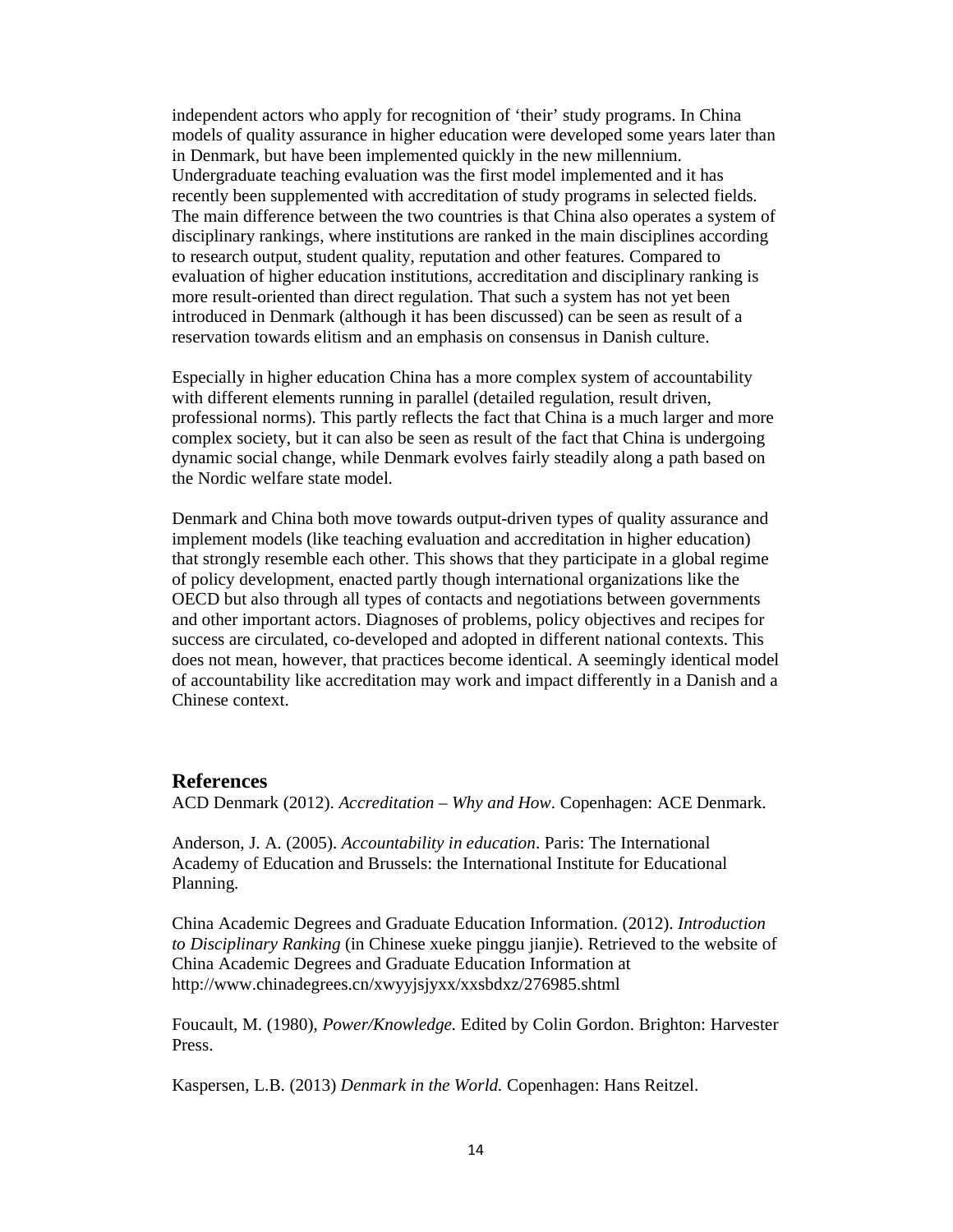independent actors who apply for recognition of 'their' study programs. In China models of quality assurance in higher education were developed some years later than in Denmark, but have been implemented quickly in the new millennium. Undergraduate teaching evaluation was the first model implemented and it has recently been supplemented with accreditation of study programs in selected fields. The main difference between the two countries is that China also operates a system of disciplinary rankings, where institutions are ranked in the main disciplines according to research output, student quality, reputation and other features. Compared to evaluation of higher education institutions, accreditation and disciplinary ranking is more result-oriented than direct regulation. That such a system has not yet been introduced in Denmark (although it has been discussed) can be seen as result of a reservation towards elitism and an emphasis on consensus in Danish culture.

Especially in higher education China has a more complex system of accountability with different elements running in parallel (detailed regulation, result driven, professional norms). This partly reflects the fact that China is a much larger and more complex society, but it can also be seen as result of the fact that China is undergoing dynamic social change, while Denmark evolves fairly steadily along a path based on the Nordic welfare state model.

Denmark and China both move towards output-driven types of quality assurance and implement models (like teaching evaluation and accreditation in higher education) that strongly resemble each other. This shows that they participate in a global regime of policy development, enacted partly though international organizations like the OECD but also through all types of contacts and negotiations between governments and other important actors. Diagnoses of problems, policy objectives and recipes for success are circulated, co-developed and adopted in different national contexts. This does not mean, however, that practices become identical. A seemingly identical model of accountability like accreditation may work and impact differently in a Danish and a Chinese context.

## References

ACD Denmark (2012). *Accreditation – Why and How*. Copenhagen: ACE Denmark.

Anderson, J. A. (2005). *Accountability in education*. Paris: The International Academy of Education and Brussels: the International Institute for Educational Planning.

China Academic Degrees and Graduate Education Information. (2012). *Introduction to Disciplinary Ranking* (in Chinese xueke pinggu jianjie). Retrieved to the website of China Academic Degrees and Graduate Education Information at http://www.chinadegrees.cn/xwyyjsjyxx/xxsbdxz/276985.shtml

Foucault, M. (1980), *Power/Knowledge.* Edited by Colin Gordon. Brighton: Harvester Press.

Kaspersen, L.B. (2013) *Denmark in the World.* Copenhagen: Hans Reitzel.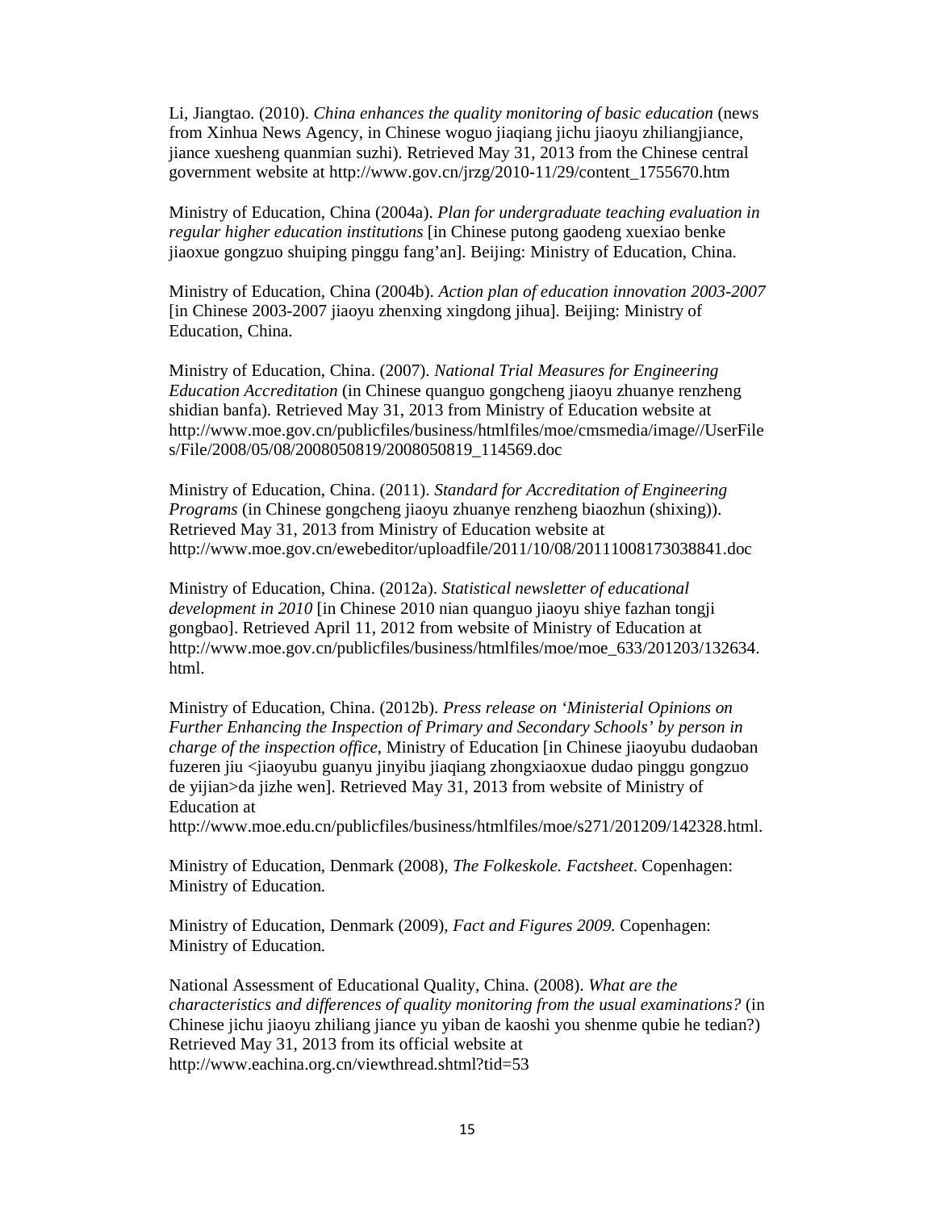Li, Jiangtao. (2010). *China enhances the quality monitoring of basic education* (news from Xinhua News Agency, in Chinese woguo jiaqiang jichu jiaoyu zhiliangjiance, jiance xuesheng quanmian suzhi). Retrieved May 31, 2013 from the Chinese central government website at http://www.gov.cn/jrzg/2010-11/29/content_1755670.htm

Ministry of Education, China (2004a). *Plan for undergraduate teaching evaluation in regular higher education institutions* [in Chinese putong gaodeng xuexiao benke jiaoxue gongzuo shuiping pinggu fang'an]. Beijing: Ministry of Education, China.

Ministry of Education, China (2004b). *Action plan of education innovation 2003-2007* [in Chinese 2003-2007 jiaoyu zhenxing xingdong jihua]. Beijing: Ministry of Education, China.

Ministry of Education, China. (2007). *National Trial Measures for Engineering Education Accreditation* (in Chinese quanguo gongcheng jiaoyu zhuanye renzheng shidian banfa). Retrieved May 31, 2013 from Ministry of Education website at http://www.moe.gov.cn/publicfiles/business/htmlfiles/moe/cmsmedia/image//UserFiles/File/2008/05/08/2008050819/2008050819_114569.doc

Ministry of Education, China. (2011). *Standard for Accreditation of Engineering Programs* (in Chinese gongcheng jiaoyu zhuanye renzheng biaozhun (shixing)). Retrieved May 31, 2013 from Ministry of Education website at http://www.moe.gov.cn/ewebeditor/uploadfile/2011/10/08/20111008173038841.doc

Ministry of Education, China. (2012a). *Statistical newsletter of educational development in 2010* [in Chinese 2010 nian quanguo jiaoyu shiye fazhan tongji gongbao]. Retrieved April 11, 2012 from website of Ministry of Education at http://www.moe.gov.cn/publicfiles/business/htmlfiles/moe/moe_633/201203/132634.html.

Ministry of Education, China. (2012b). *Press release on 'Ministerial Opinions on Further Enhancing the Inspection of Primary and Secondary Schools' by person in charge of the inspection office*, Ministry of Education [in Chinese jiaoyubu dudaoban fuzeren jiu <jiaoyubu guanyu jinyibu jiaqiang zhongxiaoxue dudao pinggu gongzuo de yijian>da jizhe wen]. Retrieved May 31, 2013 from website of Ministry of Education at http://www.moe.edu.cn/publicfiles/business/htmlfiles/moe/s271/201209/142328.html.

Ministry of Education, Denmark (2008), *The Folkeskole. Factsheet*. Copenhagen: Ministry of Education.

Ministry of Education, Denmark (2009), *Fact and Figures 2009.* Copenhagen: Ministry of Education.

National Assessment of Educational Quality, China. (2008). *What are the characteristics and differences of quality monitoring from the usual examinations?* (in Chinese jichu jiaoyu zhiliang jiance yu yiban de kaoshi you shenme qubie he tedian?) Retrieved May 31, 2013 from its official website at http://www.eachina.org.cn/viewthread.shtml?tid=53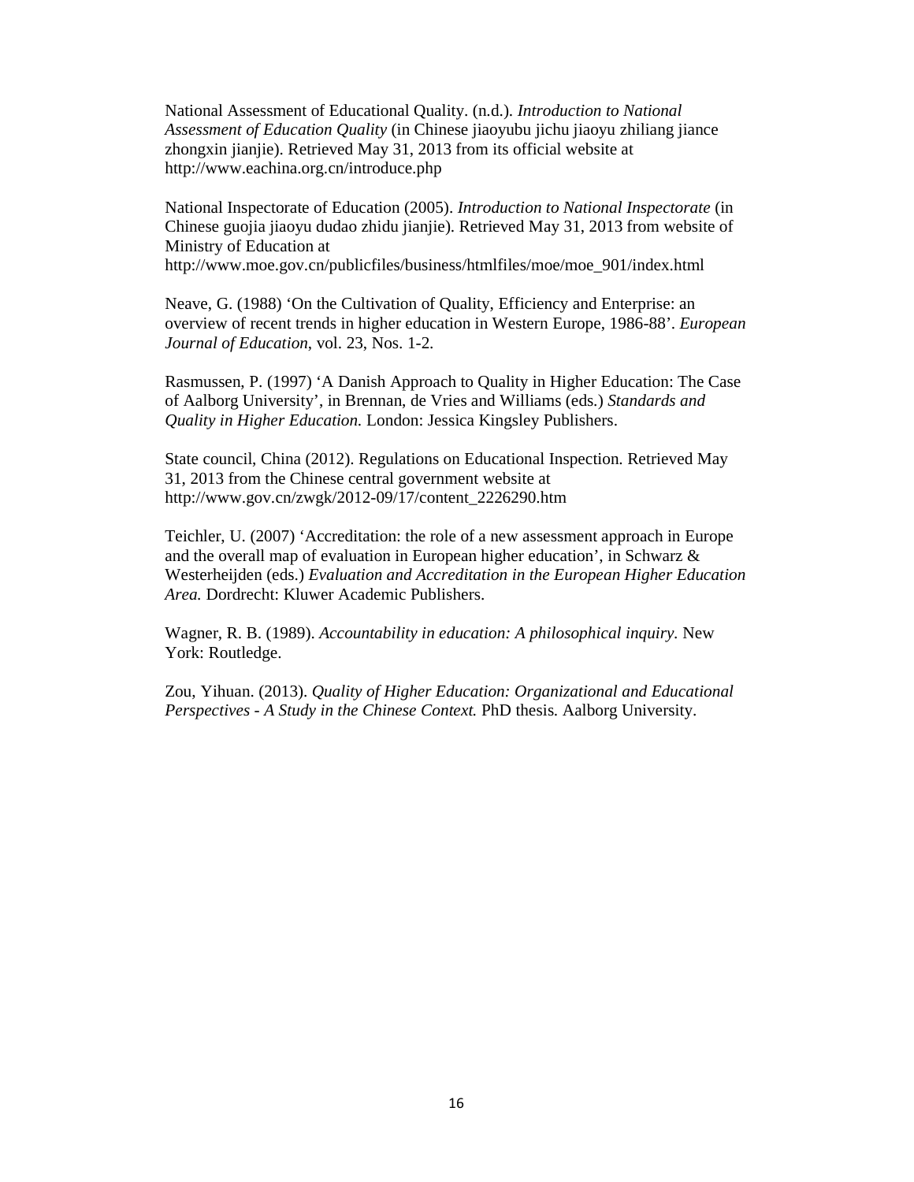National Assessment of Educational Quality. (n.d.). *Introduction to National Assessment of Education Quality* (in Chinese jiaoyubu jichu jiaoyu zhiliang jiance zhongxin jianjie). Retrieved May 31, 2013 from its official website at http://www.eachina.org.cn/introduce.php

National Inspectorate of Education (2005). *Introduction to National Inspectorate* (in Chinese guojia jiaoyu dudao zhidu jianjie). Retrieved May 31, 2013 from website of Ministry of Education at http://www.moe.gov.cn/publicfiles/business/htmlfiles/moe/moe_901/index.html

Neave, G. (1988) 'On the Cultivation of Quality, Efficiency and Enterprise: an overview of recent trends in higher education in Western Europe, 1986-88'. *European Journal of Education*, vol. 23, Nos. 1-2.

Rasmussen, P. (1997) 'A Danish Approach to Quality in Higher Education: The Case of Aalborg University', in Brennan, de Vries and Williams (eds.) *Standards and Quality in Higher Education.* London: Jessica Kingsley Publishers.

State council, China (2012). Regulations on Educational Inspection. Retrieved May 31, 2013 from the Chinese central government website at http://www.gov.cn/zwgk/2012-09/17/content_2226290.htm

Teichler, U. (2007) 'Accreditation: the role of a new assessment approach in Europe and the overall map of evaluation in European higher education', in Schwarz & Westerheijden (eds.) *Evaluation and Accreditation in the European Higher Education Area.* Dordrecht: Kluwer Academic Publishers.

Wagner, R. B. (1989). *Accountability in education: A philosophical inquiry.* New York: Routledge.

Zou, Yihuan. (2013). *Quality of Higher Education: Organizational and Educational Perspectives - A Study in the Chinese Context.* PhD thesis. Aalborg University.